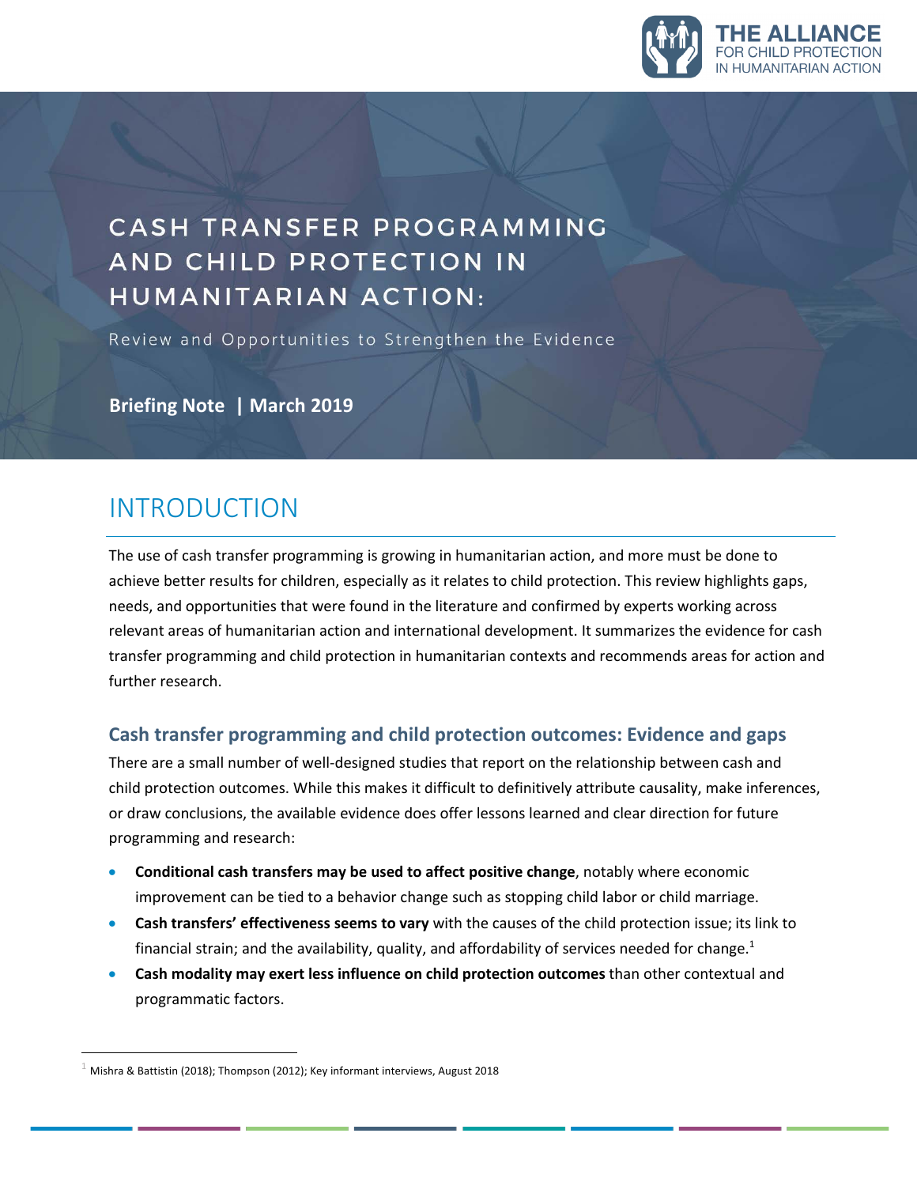THE ALLIANCE FOR CHILD PROTECTION IN HUMANITARIAN ACTION

# CASH TRANSFER PROGRAMMING AND CHILD PROTECTION IN HUMANITARIAN ACTION:

Review and Opportunities to Strengthen the Evidence

**Briefing Note | March 2019**

## INTRODUCTION

The use of cash transfer programming is growing in humanitarian action, and more must be done to achieve better results for children, especially as it relates to child protection. This review highlights gaps, needs, and opportunities that were found in the literature and confirmed by experts working across relevant areas of humanitarian action and international development. It summarizes the evidence for cash transfer programming and child protection in humanitarian contexts and recommends areas for action and further research.

### Cash transfer programming and child protection outcomes: Evidence and gaps

There are a small number of well-designed studies that report on the relationship between cash and child protection outcomes. While this makes it difficult to definitively attribute causality, make inferences, or draw conclusions, the available evidence does offer lessons learned and clear direction for future programming and research:

- **Conditional cash transfers may be used to affect positive change**, notably where economic improvement can be tied to a behavior change such as stopping child labor or child marriage.
- **Cash transfers' effectiveness seems to vary** with the causes of the child protection issue; its link to financial strain; and the availability, quality, and affordability of services needed for change.[1]
- **Cash modality may exert less influence on child protection outcomes** than other contextual and programmatic factors.

[1] Mishra & Battistin (2018); Thompson (2012); Key informant interviews, August 2018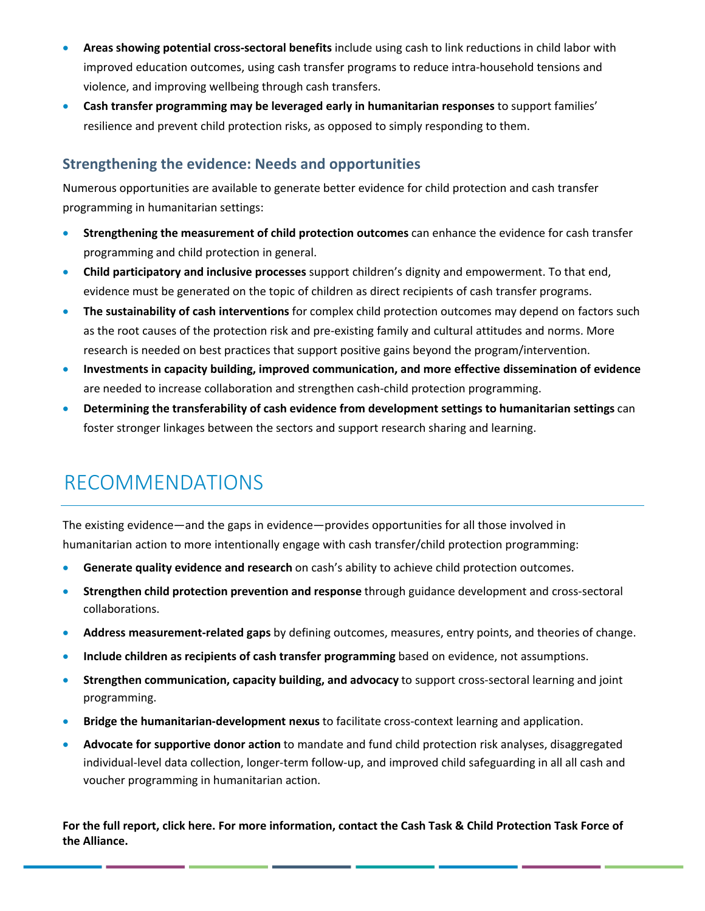- **Areas showing potential cross-sectoral benefits** include using cash to link reductions in child labor with improved education outcomes, using cash transfer programs to reduce intra-household tensions and violence, and improving wellbeing through cash transfers.
- **Cash transfer programming may be leveraged early in humanitarian responses** to support families' resilience and prevent child protection risks, as opposed to simply responding to them.

### Strengthening the evidence: Needs and opportunities

Numerous opportunities are available to generate better evidence for child protection and cash transfer programming in humanitarian settings:

- **Strengthening the measurement of child protection outcomes** can enhance the evidence for cash transfer programming and child protection in general.
- **Child participatory and inclusive processes** support children's dignity and empowerment. To that end, evidence must be generated on the topic of children as direct recipients of cash transfer programs.
- **The sustainability of cash interventions** for complex child protection outcomes may depend on factors such as the root causes of the protection risk and pre-existing family and cultural attitudes and norms. More research is needed on best practices that support positive gains beyond the program/intervention.
- **Investments in capacity building, improved communication, and more effective dissemination of evidence** are needed to increase collaboration and strengthen cash-child protection programming.
- **Determining the transferability of cash evidence from development settings to humanitarian settings** can foster stronger linkages between the sectors and support research sharing and learning.

## RECOMMENDATIONS

The existing evidence—and the gaps in evidence—provides opportunities for all those involved in humanitarian action to more intentionally engage with cash transfer/child protection programming:

- **Generate quality evidence and research** on cash's ability to achieve child protection outcomes.
- **Strengthen child protection prevention and response** through guidance development and cross-sectoral collaborations.
- **Address measurement-related gaps** by defining outcomes, measures, entry points, and theories of change.
- **Include children as recipients of cash transfer programming** based on evidence, not assumptions.
- **Strengthen communication, capacity building, and advocacy** to support cross-sectoral learning and joint programming.
- **Bridge the humanitarian-development nexus** to facilitate cross-context learning and application.
- **Advocate for supportive donor action** to mandate and fund child protection risk analyses, disaggregated individual-level data collection, longer-term follow-up, and improved child safeguarding in all all cash and voucher programming in humanitarian action.

**For the full report, click here. For more information, contact the Cash Task & Child Protection Task Force of the Alliance.**